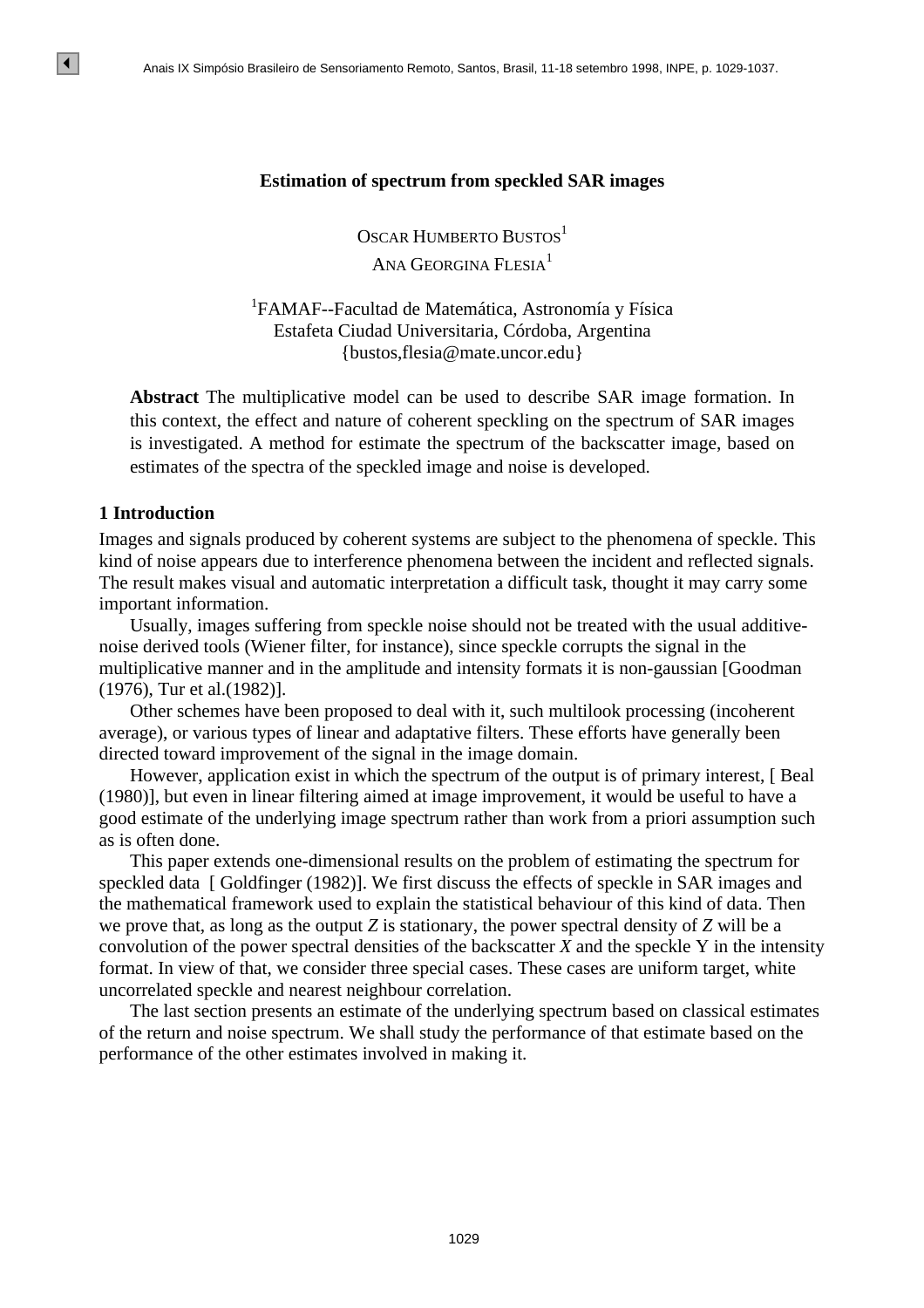# Estimation of spectrum from speckled SAR images

Oscar Humberto Bustos[1]
Ana Georgina Flesia[1]

[1]FAMAF--Facultad de Matemática, Astronomía y Física
Estafeta Ciudad Universitaria, Córdoba, Argentina
{bustos,flesia@mate.uncor.edu}

**Abstract** The multiplicative model can be used to describe SAR image formation. In this context, the effect and nature of coherent speckling on the spectrum of SAR images is investigated. A method for estimate the spectrum of the backscatter image, based on estimates of the spectra of the speckled image and noise is developed.

## 1 Introduction

Images and signals produced by coherent systems are subject to the phenomena of speckle. This kind of noise appears due to interference phenomena between the incident and reflected signals. The result makes visual and automatic interpretation a difficult task, thought it may carry some important information.

Usually, images suffering from speckle noise should not be treated with the usual additive-noise derived tools (Wiener filter, for instance), since speckle corrupts the signal in the multiplicative manner and in the amplitude and intensity formats it is non-gaussian [Goodman (1976), Tur et al.(1982)].

Other schemes have been proposed to deal with it, such multilook processing (incoherent average), or various types of linear and adaptative filters. These efforts have generally been directed toward improvement of the signal in the image domain.

However, application exist in which the spectrum of the output is of primary interest, [ Beal (1980)], but even in linear filtering aimed at image improvement, it would be useful to have a good estimate of the underlying image spectrum rather than work from a priori assumption such as is often done.

This paper extends one-dimensional results on the problem of estimating the spectrum for speckled data [ Goldfinger (1982)]. We first discuss the effects of speckle in SAR images and the mathematical framework used to explain the statistical behaviour of this kind of data. Then we prove that, as long as the output $Z$ is stationary, the power spectral density of $Z$ will be a convolution of the power spectral densities of the backscatter $X$ and the speckle Y in the intensity format. In view of that, we consider three special cases. These cases are uniform target, white uncorrelated speckle and nearest neighbour correlation.

The last section presents an estimate of the underlying spectrum based on classical estimates of the return and noise spectrum. We shall study the performance of that estimate based on the performance of the other estimates involved in making it.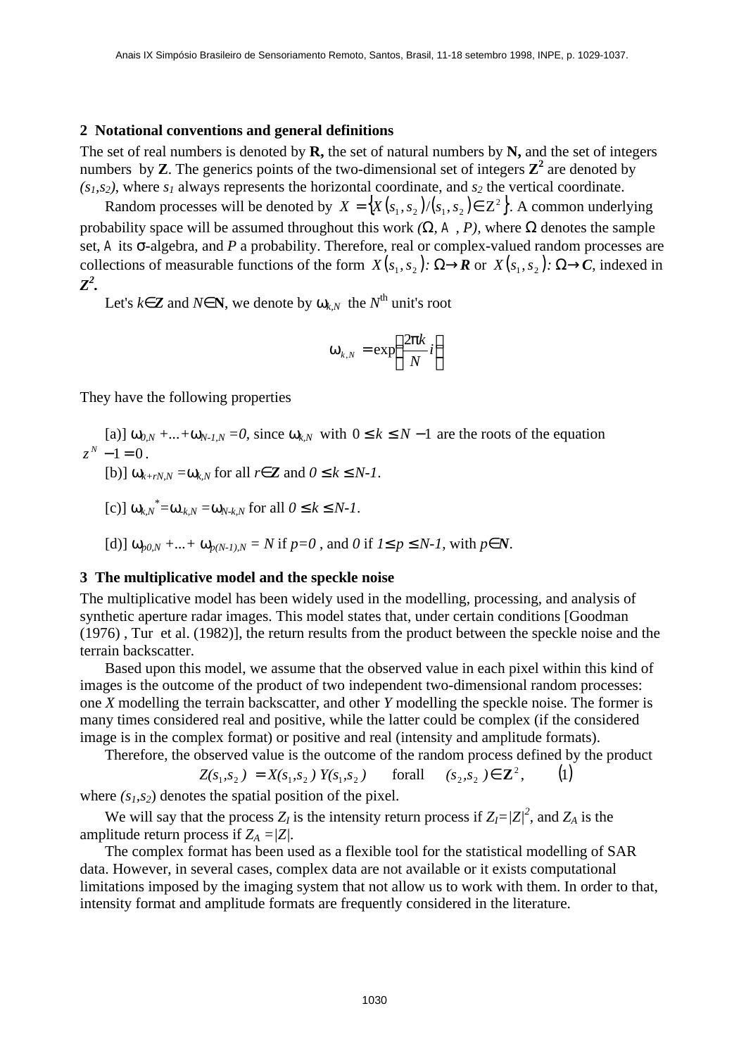## 2 Notational conventions and general definitions

The set of real numbers is denoted by **R,** the set of natural numbers by **N,** and the set of integers numbers by **Z**. The generics points of the two-dimensional set of integers $\mathbf{Z}^2$ are denoted by $(s_1,s_2)$, where $s_1$ always represents the horizontal coordinate, and $s_2$ the vertical coordinate.

Random processes will be denoted by $X = \{X(s_1,s_2)/(s_1,s_2) \in \mathrm{Z}^2\}$. A common underlying probability space will be assumed throughout this work $(\Omega, \mathcal{A}, P)$, where $\Omega$ denotes the sample set, $\mathcal{A}$ its $\sigma$-algebra, and $P$ a probability. Therefore, real or complex-valued random processes are collections of measurable functions of the form $X(s_1,s_2): \Omega \to \boldsymbol{R}$ or $X(s_1,s_2): \Omega \to \boldsymbol{C}$, indexed in $\boldsymbol{Z}^2$.

Let's $k\in\mathbf{Z}$ and $N\in\mathbf{N}$, we denote by $\omega_{k,N}$ the $N^{\text{th}}$ unit's root

$$\omega_{k,N} = \exp\left(\frac{2\pi k}{N} i\right)$$

They have the following properties

[a)] $\omega_{0,N} + \ldots + \omega_{N-1,N} = 0$, since $\omega_{k,N}$ with $0 \le k \le N-1$ are the roots of the equation $z^N - 1 = 0$.

[b)] $\omega_{k+rN,N} = \omega_{k,N}$ for all $r\in\mathbf{Z}$ and $0 \le k \le N-1$.

[c)] $\omega_{k,N}{}^{*} = \omega_{-k,N} = \omega_{N-k,N}$ for all $0 \le k \le N-1$.

[d)] $\omega_{p0,N} + \ldots + \omega_{p(N-1),N} = N$ if $p=0$, and $0$ if $1 \le p \le N-1$, with $p\in\mathbf{N}$.

## 3 The multiplicative model and the speckle noise

The multiplicative model has been widely used in the modelling, processing, and analysis of synthetic aperture radar images. This model states that, under certain conditions [Goodman (1976) , Tur et al. (1982)], the return results from the product between the speckle noise and the terrain backscatter.

Based upon this model, we assume that the observed value in each pixel within this kind of images is the outcome of the product of two independent two-dimensional random processes: one *X* modelling the terrain backscatter, and other *Y* modelling the speckle noise. The former is many times considered real and positive, while the latter could be complex (if the considered image is in the complex format) or positive and real (intensity and amplitude formats).

Therefore, the observed value is the outcome of the random process defined by the product

$$Z(s_1,s_2) = X(s_1,s_2)\, Y(s_1,s_2) \quad \text{forall} \quad (s_2,s_2) \in \mathbf{Z}^2, \qquad (1)$$

where $(s_1,s_2)$ denotes the spatial position of the pixel.

We will say that the process $Z_I$ is the intensity return process if $Z_I=|Z|^2$, and $Z_A$ is the amplitude return process if $Z_A = |Z|$.

The complex format has been used as a flexible tool for the statistical modelling of SAR data. However, in several cases, complex data are not available or it exists computational limitations imposed by the imaging system that not allow us to work with them. In order to that, intensity format and amplitude formats are frequently considered in the literature.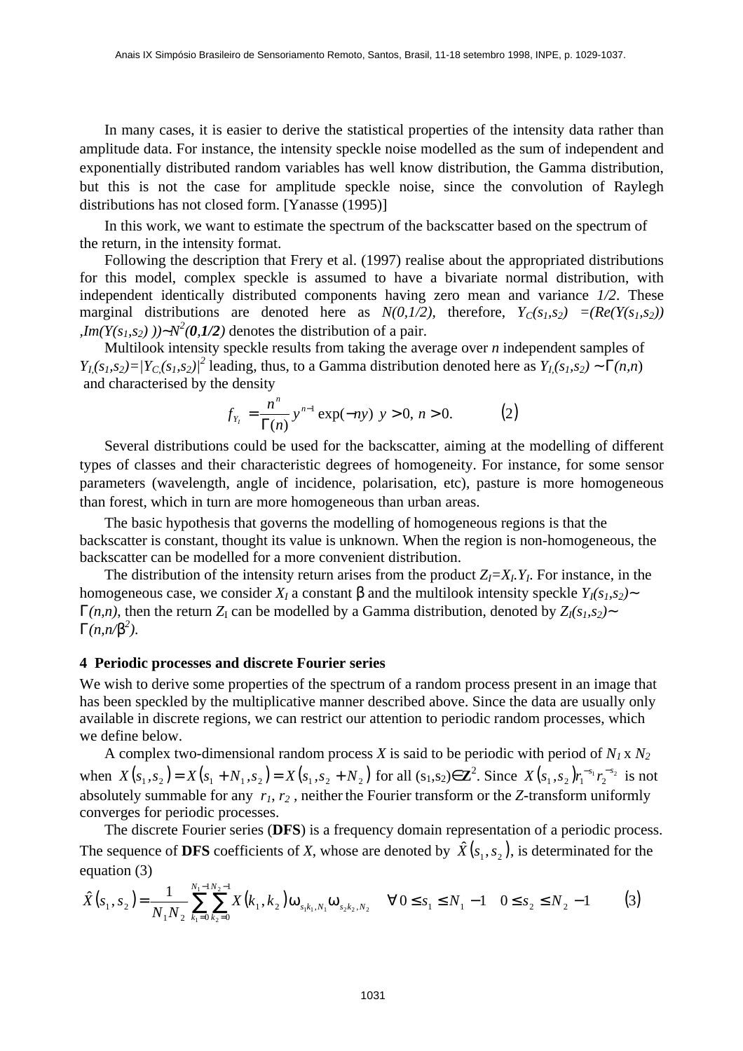In many cases, it is easier to derive the statistical properties of the intensity data rather than amplitude data. For instance, the intensity speckle noise modelled as the sum of independent and exponentially distributed random variables has well know distribution, the Gamma distribution, but this is not the case for amplitude speckle noise, since the convolution of Raylegh distributions has not closed form. [Yanasse (1995)]

In this work, we want to estimate the spectrum of the backscatter based on the spectrum of the return, in the intensity format.

Following the description that Frery et al. (1997) realise about the appropriated distributions for this model, complex speckle is assumed to have a bivariate normal distribution, with independent identically distributed components having zero mean and variance *1/2*. These marginal distributions are denoted here as $N(0,1/2)$, therefore, $Y_C(s_1,s_2) = (Re(Y(s_1,s_2)), Im(Y(s_1,s_2))) \sim N^2(\mathbf{0},\mathbf{1/2})$ denotes the distribution of a pair.

Multilook intensity speckle results from taking the average over *n* independent samples of $Y_I(s_1,s_2)=|Y_C(s_1,s_2)|^2$ leading, thus, to a Gamma distribution denoted here as $Y_I(s_1,s_2) \sim \Gamma(n,n)$ and characterised by the density

$$f_{Y_I} = \frac{n^n}{\Gamma(n)} y^{n-1} \exp(-ny) \;\; y > 0,\; n > 0. \qquad (2)$$

Several distributions could be used for the backscatter, aiming at the modelling of different types of classes and their characteristic degrees of homogeneity. For instance, for some sensor parameters (wavelength, angle of incidence, polarisation, etc), pasture is more homogeneous than forest, which in turn are more homogeneous than urban areas.

The basic hypothesis that governs the modelling of homogeneous regions is that the backscatter is constant, thought its value is unknown. When the region is non-homogeneous, the backscatter can be modelled for a more convenient distribution.

The distribution of the intensity return arises from the product $Z_I=X_I.Y_I$. For instance, in the homogeneous case, we consider $X_I$ a constant $\beta$ and the multilook intensity speckle $Y_I(s_1,s_2) \sim \Gamma(n,n)$, then the return $Z_I$ can be modelled by a Gamma distribution, denoted by $Z_I(s_1,s_2) \sim \Gamma(n,n/\beta^2)$.

## 4 Periodic processes and discrete Fourier series

We wish to derive some properties of the spectrum of a random process present in an image that has been speckled by the multiplicative manner described above. Since the data are usually only available in discrete regions, we can restrict our attention to periodic random processes, which we define below.

A complex two-dimensional random process *X* is said to be periodic with period of $N_1$ x $N_2$ when $X(s_1,s_2) = X(s_1+N_1,s_2) = X(s_1,s_2+N_2)$ for all $(s_1,s_2) \in \mathbf{Z}^2$. Since $X(s_1,s_2) r_1^{-s_1} r_2^{-s_2}$ is not absolutely summable for any $r_1$, $r_2$, neither the Fourier transform or the *Z*-transform uniformly converges for periodic processes.

The discrete Fourier series (**DFS**) is a frequency domain representation of a periodic process. The sequence of **DFS** coefficients of *X*, whose are denoted by $\hat{X}(s_1,s_2)$, is determinated for the equation (3)

$$\hat{X}(s_1,s_2) = \frac{1}{N_1 N_2} \sum_{k_1=0}^{N_1-1} \sum_{k_2=0}^{N_2-1} X(k_1,k_2)\, \omega_{s_1k_1,N_1}\, \omega_{s_2k_2,N_2} \quad \forall\; 0 \le s_1 \le N_1 - 1 \quad 0 \le s_2 \le N_2 - 1 \qquad (3)$$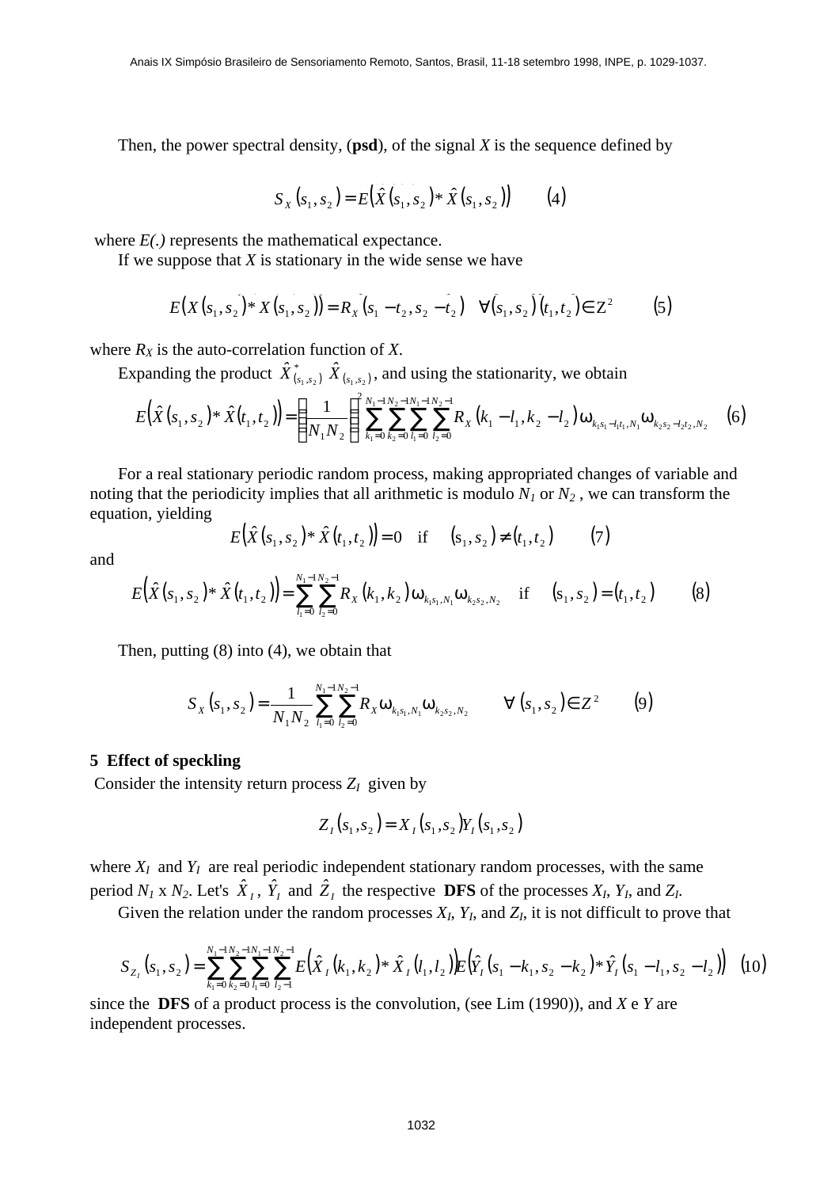Then, the power spectral density, (**psd**), of the signal $X$ is the sequence defined by

$$S_X(s_1, s_2) = E\left(\hat{X}(s_1, s_2) * \hat{X}(s_1, s_2)\right) \qquad (4)$$

where $E(.)$ represents the mathematical expectance.

If we suppose that $X$ is stationary in the wide sense we have

$$E\left(X(s_1, s_2) * X(s_1, s_2)\right) = R_X(s_1 - t_2, s_2 - t_2) \quad \forall (s_1, s_2)(t_1, t_2) \in Z^2 \qquad (5)$$

where $R_X$ is the auto-correlation function of $X$.

Expanding the product $\hat{X}^*_{(s_1,s_2)}\ \hat{X}_{(s_1,s_2)}$, and using the stationarity, we obtain

$$E\left(\hat{X}(s_1, s_2) * \hat{X}(t_1, t_2)\right) = \left(\frac{1}{N_1 N_2}\right)^2 \sum_{k_1=0}^{N_1-1}\sum_{k_2=0}^{N_2-1}\sum_{l_1=0}^{N_1-1}\sum_{l_2=0}^{N_2-1} R_X(k_1 - l_1, k_2 - l_2)\,\omega_{k_1 s_1 - l_1 t_1, N_1}\,\omega_{k_2 s_2 - l_2 t_2, N_2} \qquad (6)$$

For a real stationary periodic random process, making appropriated changes of variable and noting that the periodicity implies that all arithmetic is modulo $N_1$ or $N_2$ , we can transform the equation, yielding

$$E\left(\hat{X}(s_1, s_2) * \hat{X}(t_1, t_2)\right) = 0 \quad \text{if} \quad (s_1, s_2) \neq (t_1, t_2) \qquad (7)$$

and

$$E\left(\hat{X}(s_1, s_2) * \hat{X}(t_1, t_2)\right) = \sum_{l_1=0}^{N_1-1}\sum_{l_2=0}^{N_2-1} R_X(k_1, k_2)\,\omega_{k_1 s_1, N_1}\,\omega_{k_2 s_2, N_2} \quad \text{if} \quad (s_1, s_2) = (t_1, t_2) \qquad (8)$$

Then, putting (8) into (4), we obtain that

$$S_X(s_1, s_2) = \frac{1}{N_1 N_2}\sum_{l_1=0}^{N_1-1}\sum_{l_2=0}^{N_2-1} R_X\,\omega_{k_1 s_1, N_1}\,\omega_{k_2 s_2, N_2} \qquad \forall\ (s_1, s_2) \in Z^2 \qquad (9)$$

## 5 Effect of speckling

Consider the intensity return process $Z_I$ given by

$$Z_I(s_1, s_2) = X_I(s_1, s_2)Y_I(s_1, s_2)$$

where $X_I$ and $Y_I$ are real periodic independent stationary random processes, with the same period $N_1$ x $N_2$. Let's $\hat{X}_I$, $\hat{Y}_I$ and $\hat{Z}_I$ the respective **DFS** of the processes $X_I$, $Y_I$, and $Z_I$.

Given the relation under the random processes $X_I$, $Y_I$, and $Z_I$, it is not difficult to prove that

$$S_{Z_I}(s_1, s_2) = \sum_{k_1=0}^{N_1-1}\sum_{k_2=0}^{N_2-1}\sum_{l_1=0}^{N_1-1}\sum_{l_2=-1}^{N_2-1} E\left(\hat{X}_I(k_1, k_2) * \hat{X}_I(l_1, l_2)\right) E\left(\hat{Y}_I(s_1 - k_1, s_2 - k_2) * \hat{Y}_I(s_1 - l_1, s_2 - l_2)\right) \qquad (10)$$

since the **DFS** of a product process is the convolution, (see Lim (1990)), and $X$ e $Y$ are independent processes.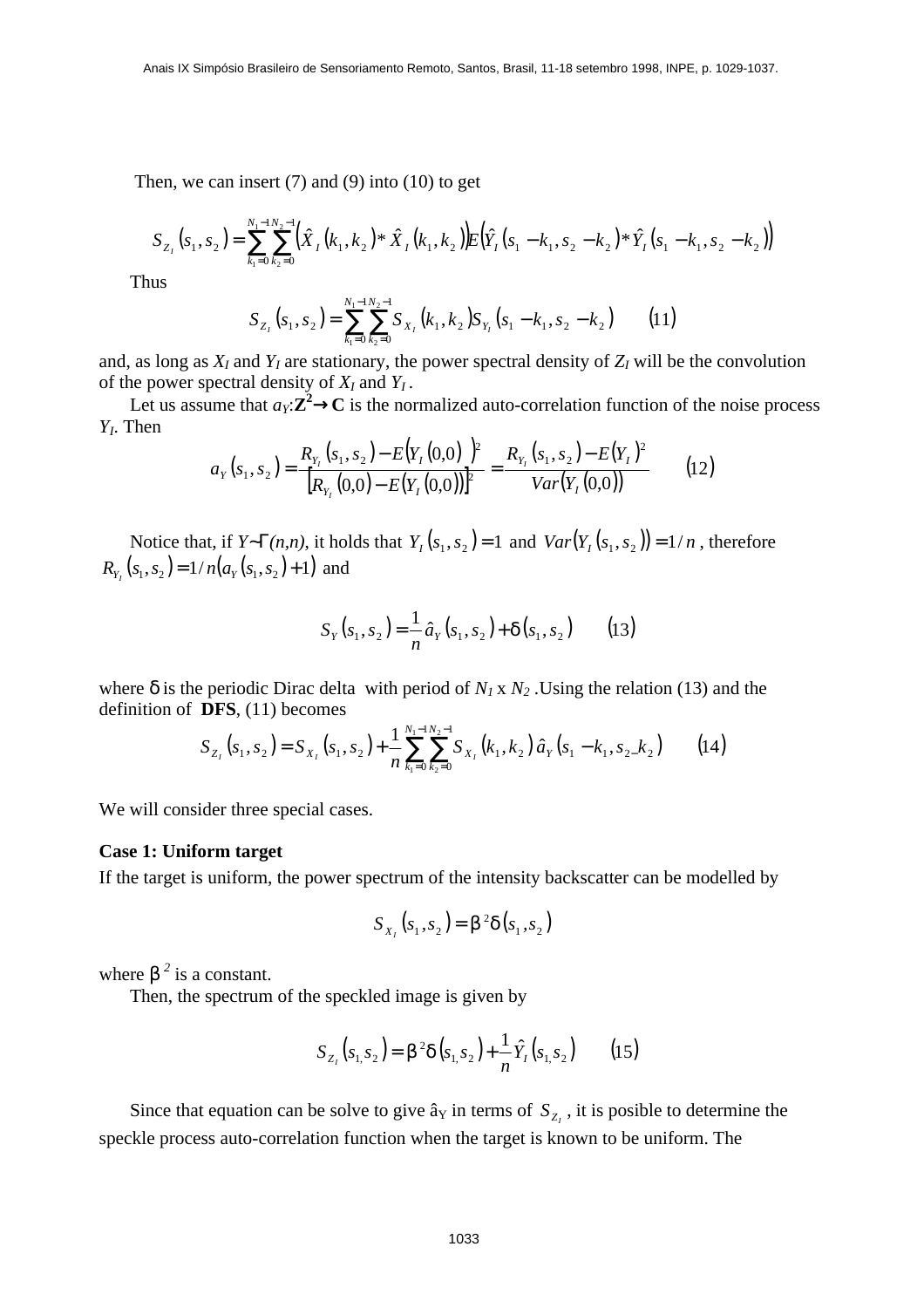Then, we can insert (7) and (9) into (10) to get

$$S_{Z_I}(s_1,s_2)=\sum_{k_1=0}^{N_1-1}\sum_{k_2=0}^{N_2-1}\left(\hat{X}_I(k_1,k_2)*\hat{X}_I(k_1,k_2)\right)E\left(\hat{Y}_I(s_1-k_1,s_2-k_2)*\hat{Y}_I(s_1-k_1,s_2-k_2)\right)$$

Thus

$$S_{Z_I}(s_1,s_2)=\sum_{k_1=0}^{N_1-1}\sum_{k_2=0}^{N_2-1}S_{X_I}(k_1,k_2)S_{Y_I}(s_1-k_1,s_2-k_2) \qquad (11)$$

and, as long as $X_I$ and $Y_I$ are stationary, the power spectral density of $Z_I$ will be the convolution of the power spectral density of $X_I$ and $Y_I$.

Let us assume that $a_Y:\mathbf{Z^2}\rightarrow\mathbf{C}$ is the normalized auto-correlation function of the noise process $Y_I$. Then

$$a_Y(s_1,s_2)=\frac{R_{Y_I}(s_1,s_2)-E(Y_I(0,0))^2}{\left[R_{Y_I}(0,0)-E(Y_I(0,0))\right]^2}=\frac{R_{Y_I}(s_1,s_2)-E(Y_I)^2}{Var(Y_I(0,0))} \qquad (12)$$

Notice that, if $Y\sim\Gamma(n,n)$, it holds that $Y_I(s_1,s_2)=1$ and $Var(Y_I(s_1,s_2))=1/n$, therefore $R_{Y_I}(s_1,s_2)=1/n(a_Y(s_1,s_2)+1)$ and

$$S_Y(s_1,s_2)=\frac{1}{n}\hat{a}_Y(s_1,s_2)+\delta(s_1,s_2) \qquad (13)$$

where $\delta$ is the periodic Dirac delta with period of $N_1$ x $N_2$. Using the relation (13) and the definition of **DFS**, (11) becomes

$$S_{Z_I}(s_1,s_2)=S_{X_I}(s_1,s_2)+\frac{1}{n}\sum_{k_1=0}^{N_1-1}\sum_{k_2=0}^{N_2-1}S_{X_I}(k_1,k_2)\,\hat{a}_Y(s_1-k_1,s_2-k_2) \qquad (14)$$

We will consider three special cases.

**Case 1: Uniform target**

If the target is uniform, the power spectrum of the intensity backscatter can be modelled by

$$S_{X_I}(s_1,s_2)=\beta^2\delta(s_1,s_2)$$

where $\beta^2$ is a constant.

Then, the spectrum of the speckled image is given by

$$S_{Z_I}(s_1,s_2)=\beta^2\delta(s_1,s_2)+\frac{1}{n}\hat{Y}_I(s_1,s_2) \qquad (15)$$

Since that equation can be solve to give $\hat{a}_Y$ in terms of $S_{Z_I}$, it is posible to determine the speckle process auto-correlation function when the target is known to be uniform. The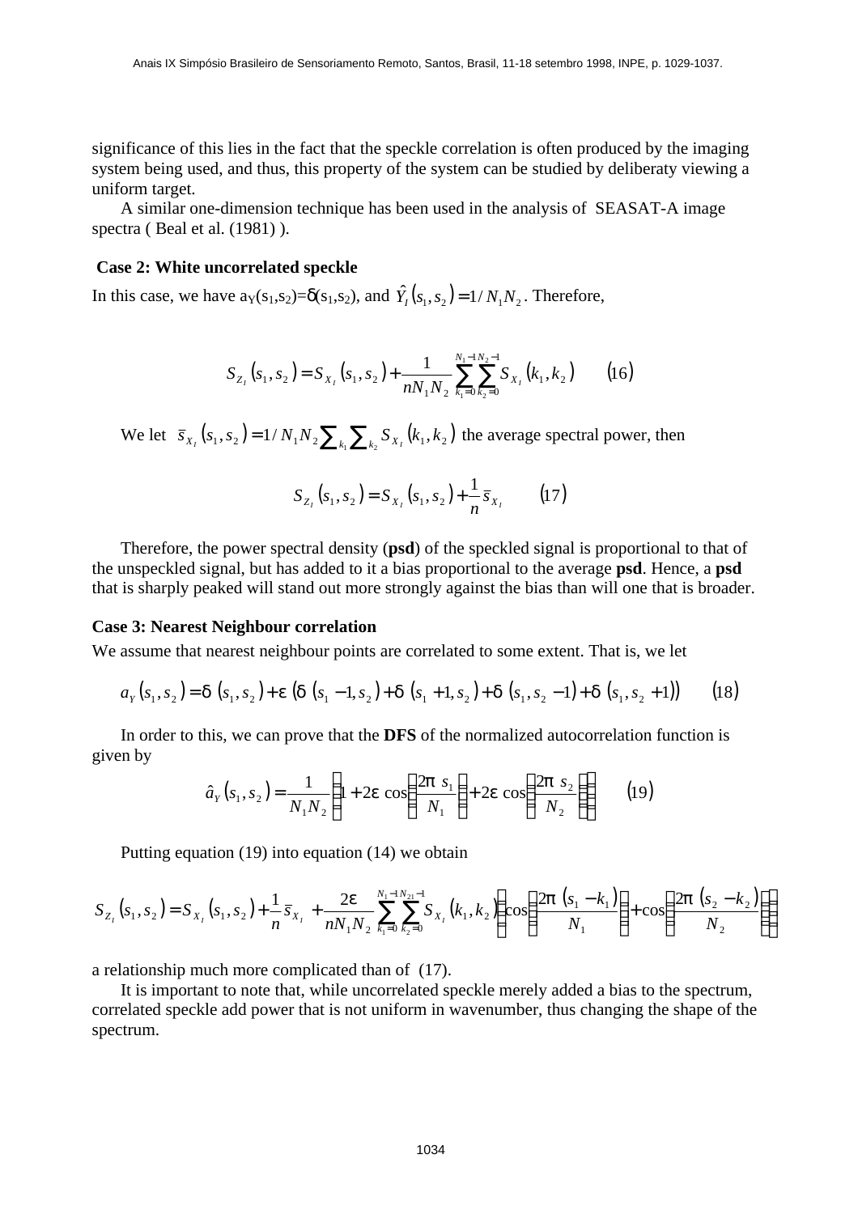significance of this lies in the fact that the speckle correlation is often produced by the imaging system being used, and thus, this property of the system can be studied by deliberaty viewing a uniform target.

A similar one-dimension technique has been used in the analysis of SEASAT-A image spectra ( Beal et al. (1981) ).

**Case 2: White uncorrelated speckle**

In this case, we have $a_Y(s_1,s_2)=\delta(s_1,s_2)$, and $\hat{Y}_I(s_1,s_2)=1/N_1N_2$. Therefore,

$$S_{Z_I}(s_1,s_2)=S_{X_I}(s_1,s_2)+\frac{1}{nN_1N_2}\sum_{k_1=0}^{N_1-1}\sum_{k_2=0}^{N_2-1}S_{X_I}(k_1,k_2) \qquad (16)$$

We let $\bar{s}_{X_I}(s_1,s_2)=1/N_1N_2\sum_{k_1}\sum_{k_2}S_{X_I}(k_1,k_2)$ the average spectral power, then

$$S_{Z_I}(s_1,s_2)=S_{X_I}(s_1,s_2)+\frac{1}{n}\bar{s}_{X_I} \qquad (17)$$

Therefore, the power spectral density (**psd**) of the speckled signal is proportional to that of the unspeckled signal, but has added to it a bias proportional to the average **psd**. Hence, a **psd** that is sharply peaked will stand out more strongly against the bias than will one that is broader.

**Case 3: Nearest Neighbour correlation**

We assume that nearest neighbour points are correlated to some extent. That is, we let

$$a_Y(s_1,s_2)=\delta(s_1,s_2)+\varepsilon\left(\delta(s_1-1,s_2)+\delta(s_1+1,s_2)+\delta(s_1,s_2-1)+\delta(s_1,s_2+1)\right) \qquad (18)$$

In order to this, we can prove that the **DFS** of the normalized autocorrelation function is given by

$$\hat{a}_Y(s_1,s_2)=\frac{1}{N_1N_2}\left(1+2\varepsilon\cos\left(\frac{2\pi s_1}{N_1}\right)+2\varepsilon\cos\left(\frac{2\pi s_2}{N_2}\right)\right) \qquad (19)$$

Putting equation (19) into equation (14) we obtain

$$S_{Z_I}(s_1,s_2)=S_{X_I}(s_1,s_2)+\frac{1}{n}\bar{s}_{X_I}+\frac{2\varepsilon}{nN_1N_2}\sum_{k_1=0}^{N_1-1}\sum_{k_2=0}^{N_{21}-1}S_{X_I}(k_1,k_2)\left(\cos\left(\frac{2\pi(s_1-k_1)}{N_1}\right)+\cos\left(\frac{2\pi(s_2-k_2)}{N_2}\right)\right)$$

a relationship much more complicated than of (17).

It is important to note that, while uncorrelated speckle merely added a bias to the spectrum, correlated speckle add power that is not uniform in wavenumber, thus changing the shape of the spectrum.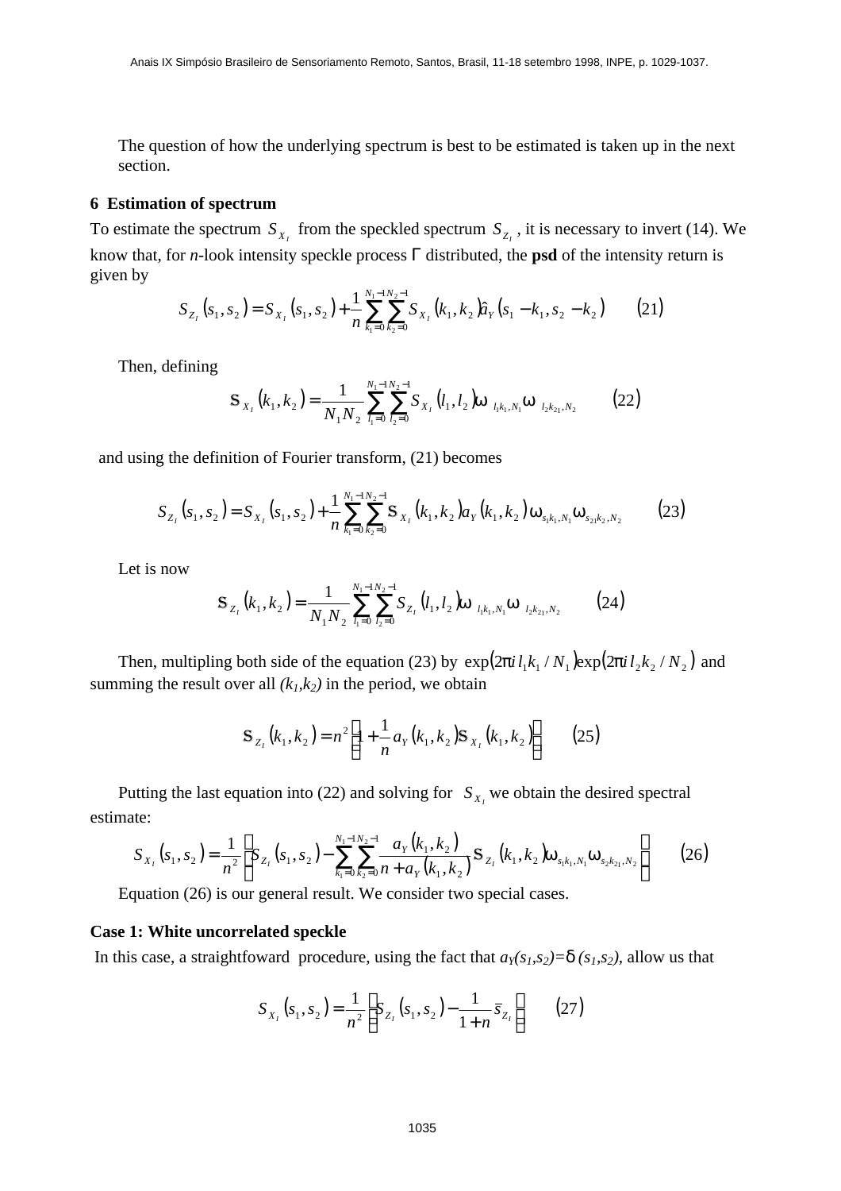The question of how the underlying spectrum is best to be estimated is taken up in the next section.

## 6 Estimation of spectrum

To estimate the spectrum $S_{X_I}$ from the speckled spectrum $S_{Z_I}$, it is necessary to invert (14). We know that, for *n*-look intensity speckle process $\Gamma$ distributed, the **psd** of the intensity return is given by

$$S_{Z_I}(s_1, s_2) = S_{X_I}(s_1, s_2) + \frac{1}{n} \sum_{k_1=0}^{N_1-1} \sum_{k_2=0}^{N_2-1} S_{X_I}(k_1, k_2) \hat{a}_Y(s_1 - k_1, s_2 - k_2) \qquad (21)$$

Then, defining

$$\mathbf{s}_{X_I}(k_1, k_2) = \frac{1}{N_1 N_2} \sum_{l_1=0}^{N_1-1} \sum_{l_2=0}^{N_2-1} S_{X_I}(l_1, l_2) \omega_{l_1 k_1, N_1} \omega_{l_2 k_{21}, N_2} \qquad (22)$$

and using the definition of Fourier transform, (21) becomes

$$S_{Z_I}(s_1, s_2) = S_{X_I}(s_1, s_2) + \frac{1}{n} \sum_{k_1=0}^{N_1-1} \sum_{k_2=0}^{N_2-1} \mathbf{s}_{X_I}(k_1, k_2) a_Y(k_1, k_2) \omega_{s_1 k_1, N_1} \omega_{s_{21} k_2, N_2} \qquad (23)$$

Let is now

$$\mathbf{s}_{Z_I}(k_1, k_2) = \frac{1}{N_1 N_2} \sum_{l_1=0}^{N_1-1} \sum_{l_2=0}^{N_2-1} S_{Z_I}(l_1, l_2) \omega_{l_1 k_1, N_1} \omega_{l_2 k_{21}, N_2} \qquad (24)$$

Then, multipling both side of the equation (23) by $\exp(2\pi i\, l_1 k_1 / N_1) \exp(2\pi i\, l_2 k_2 / N_2)$ and summing the result over all $(k_1,k_2)$ in the period, we obtain

$$\mathbf{s}_{Z_I}(k_1, k_2) = n^2 \left[ 1 + \frac{1}{n} a_Y(k_1, k_2) \mathbf{s}_{X_I}(k_1, k_2) \right] \qquad (25)$$

Putting the last equation into (22) and solving for $S_{X_I}$ we obtain the desired spectral estimate:

$$S_{X_I}(s_1, s_2) = \frac{1}{n^2} \left[ S_{Z_I}(s_1, s_2) - \sum_{k_1=0}^{N_1-1} \sum_{k_2=0}^{N_2-1} \frac{a_Y(k_1, k_2)}{n + a_Y(k_1, k_2)} \mathbf{s}_{Z_I}(k_1, k_2) \omega_{s_1 k_1, N_1} \omega_{s_2 k_{21}, N_2} \right] \qquad (26)$$

Equation (26) is our general result. We consider two special cases.

**Case 1: White uncorrelated speckle**

In this case, a straightfoward procedure, using the fact that $a_Y(s_1,s_2)=\delta(s_1,s_2)$, allow us that

$$S_{X_I}(s_1, s_2) = \frac{1}{n^2} \left[ S_{Z_I}(s_1, s_2) - \frac{1}{1+n} \bar{s}_{Z_I} \right] \qquad (27)$$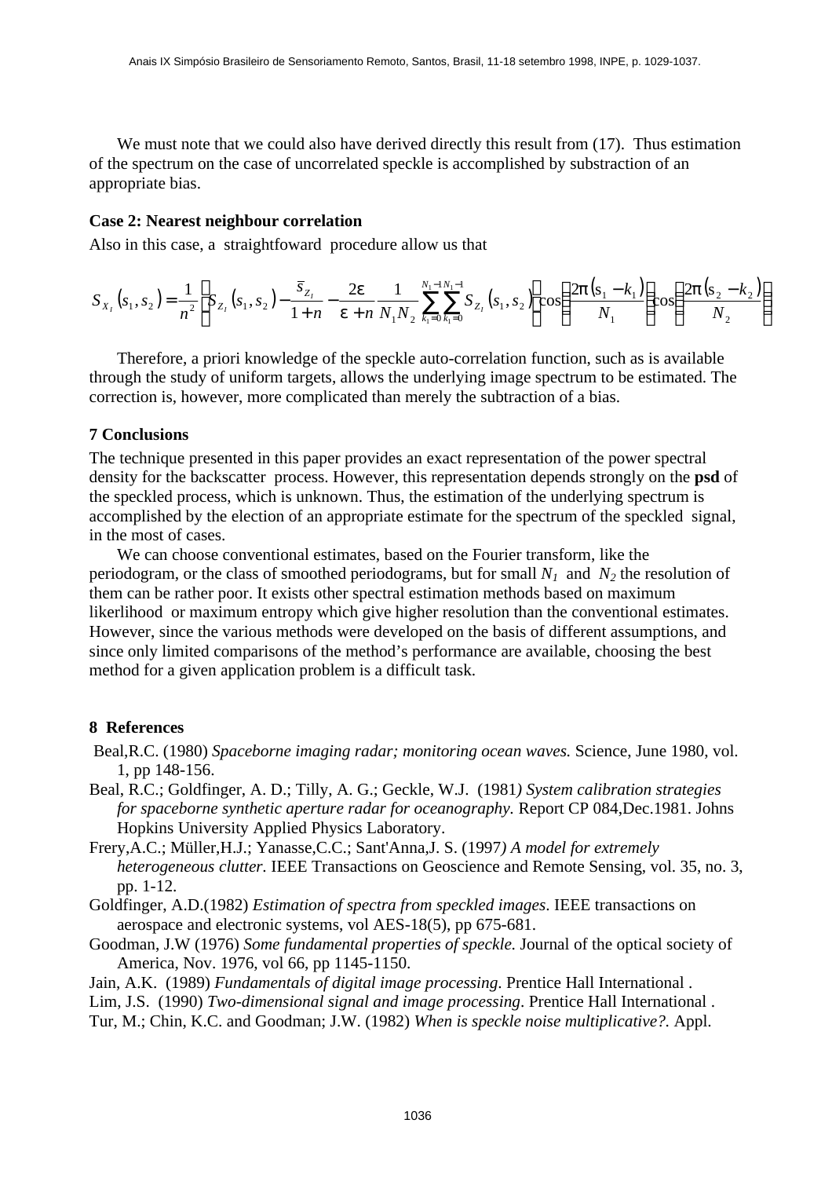We must note that we could also have derived directly this result from (17). Thus estimation of the spectrum on the case of uncorrelated speckle is accomplished by substraction of an appropriate bias.

**Case 2: Nearest neighbour correlation**

Also in this case, a straightfoward procedure allow us that

$$S_{X_I}(s_1,s_2) = \frac{1}{n^2}\left[S_{Z_I}(s_1,s_2) - \frac{\bar{s}_{Z_I}}{1+n} - \frac{2\varepsilon}{\varepsilon+n}\frac{1}{N_1N_2}\sum_{k_1=0}^{N_1-1}\sum_{k_1=0}^{N_1-1}S_{Z_I}(s_1,s_2)\left(\cos\left(\frac{2\pi(s_1-k_1)}{N_1}\right)\cos\left(\frac{2\pi(s_2-k_2)}{N_2}\right)\right)\right]$$

Therefore, a priori knowledge of the speckle auto-correlation function, such as is available through the study of uniform targets, allows the underlying image spectrum to be estimated. The correction is, however, more complicated than merely the subtraction of a bias.

### 7 Conclusions

The technique presented in this paper provides an exact representation of the power spectral density for the backscatter process. However, this representation depends strongly on the **psd** of the speckled process, which is unknown. Thus, the estimation of the underlying spectrum is accomplished by the election of an appropriate estimate for the spectrum of the speckled signal, in the most of cases.

We can choose conventional estimates, based on the Fourier transform, like the periodogram, or the class of smoothed periodograms, but for small $N_1$ and $N_2$ the resolution of them can be rather poor. It exists other spectral estimation methods based on maximum likerlihood or maximum entropy which give higher resolution than the conventional estimates. However, since the various methods were developed on the basis of different assumptions, and since only limited comparisons of the method's performance are available, choosing the best method for a given application problem is a difficult task.

### 8 References

Beal,R.C. (1980) *Spaceborne imaging radar; monitoring ocean waves.* Science, June 1980, vol. 1, pp 148-156.

Beal, R.C.; Goldfinger, A. D.; Tilly, A. G.; Geckle, W.J. (1981*) System calibration strategies for spaceborne synthetic aperture radar for oceanography.* Report CP 084,Dec.1981. Johns Hopkins University Applied Physics Laboratory.

Frery,A.C.; Müller,H.J.; Yanasse,C.C.; Sant'Anna,J. S. (1997*) A model for extremely heterogeneous clutter.* IEEE Transactions on Geoscience and Remote Sensing, vol. 35, no. 3, pp. 1-12.

Goldfinger, A.D.(1982) *Estimation of spectra from speckled images*. IEEE transactions on aerospace and electronic systems, vol AES-18(5), pp 675-681.

Goodman, J.W (1976) *Some fundamental properties of speckle.* Journal of the optical society of America, Nov. 1976, vol 66, pp 1145-1150.

Jain, A.K. (1989) *Fundamentals of digital image processing*. Prentice Hall International .

Lim, J.S. (1990) *Two-dimensional signal and image processing*. Prentice Hall International .

Tur, M.; Chin, K.C. and Goodman; J.W. (1982) *When is speckle noise multiplicative?.* Appl.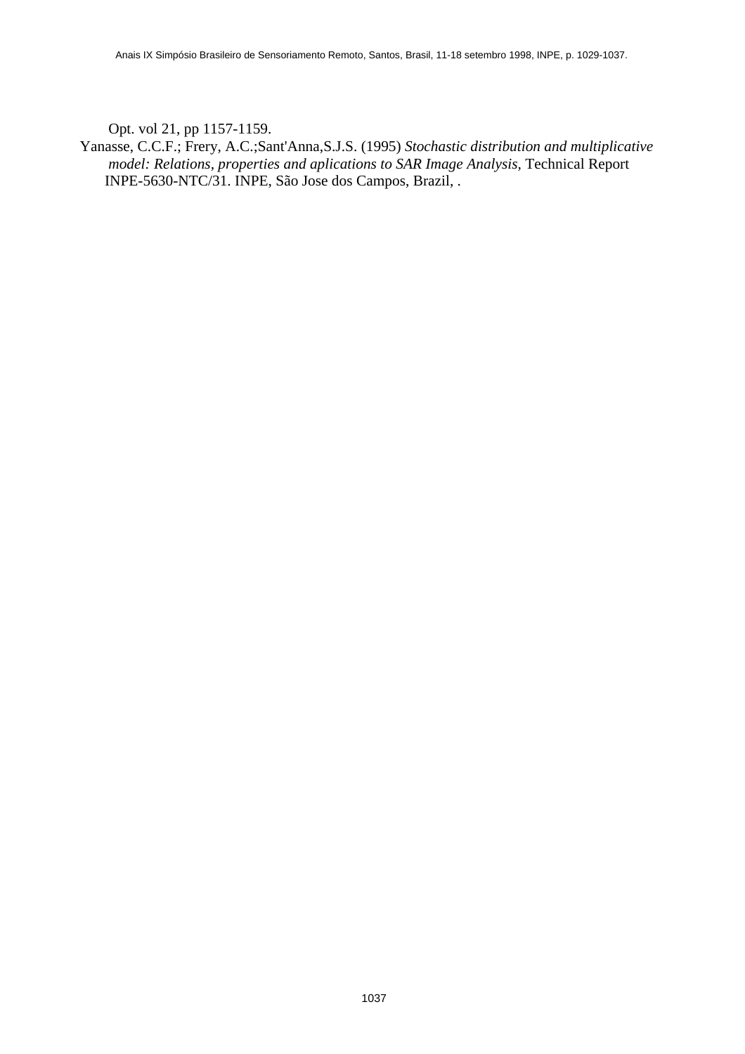Opt. vol 21, pp 1157-1159.

Yanasse, C.C.F.; Frery, A.C.;Sant'Anna,S.J.S. (1995) *Stochastic distribution and multiplicative model: Relations, properties and aplications to SAR Image Analysis,* Technical Report INPE-5630-NTC/31. INPE, São Jose dos Campos, Brazil, .